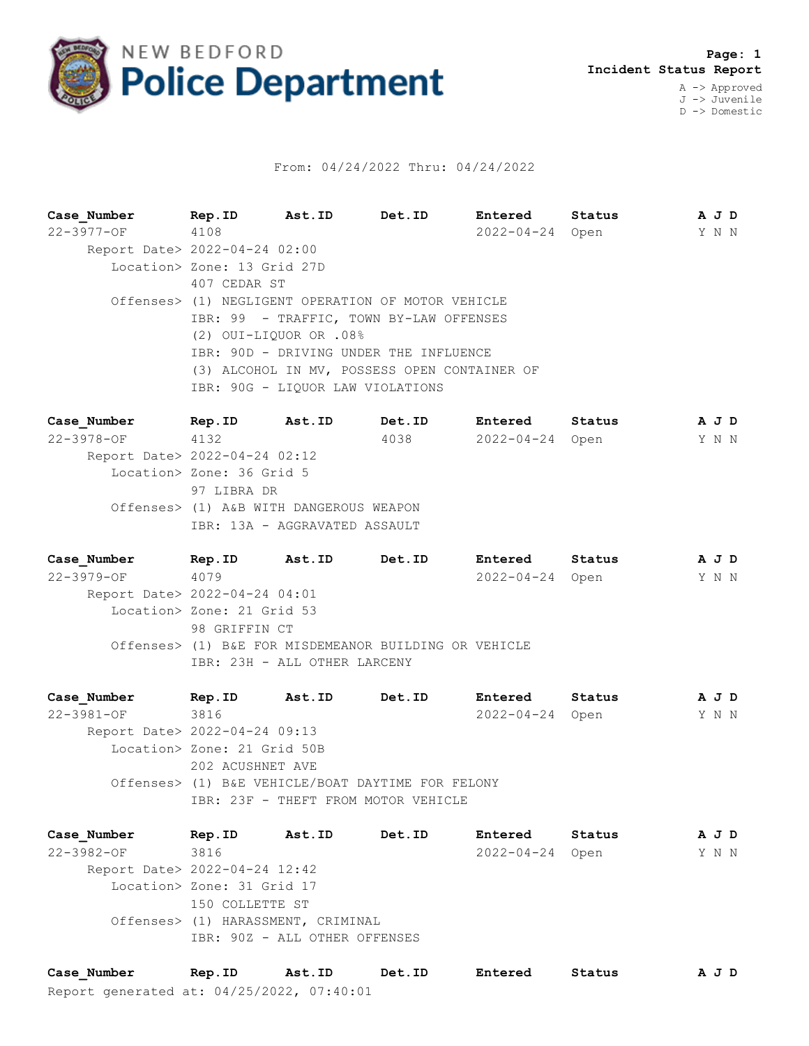# NEW BEDFORD Police Department

**Incident Status Report**

A -> Approved
J -> Juvenile
D -> Domestic

From: 04/24/2022 Thru: 04/24/2022

| Case_Number | Rep.ID | Ast.ID | Det.ID | Entered | Status | A | J | D |
|---|---|---|---|---|---|---|---|---|
| 22-3977-OF | 4108 | | | 2022-04-24 | Open | Y | N | N |

Report Date> 2022-04-24 02:00
Location> Zone: 13 Grid 27D
407 CEDAR ST
Offenses> (1) NEGLIGENT OPERATION OF MOTOR VEHICLE
IBR: 99 - TRAFFIC, TOWN BY-LAW OFFENSES
(2) OUI-LIQUOR OR .08%
IBR: 90D - DRIVING UNDER THE INFLUENCE
(3) ALCOHOL IN MV, POSSESS OPEN CONTAINER OF
IBR: 90G - LIQUOR LAW VIOLATIONS

| Case_Number | Rep.ID | Ast.ID | Det.ID | Entered | Status | A | J | D |
|---|---|---|---|---|---|---|---|---|
| 22-3978-OF | 4132 | | 4038 | 2022-04-24 | Open | Y | N | N |

Report Date> 2022-04-24 02:12
Location> Zone: 36 Grid 5
97 LIBRA DR
Offenses> (1) A&B WITH DANGEROUS WEAPON
IBR: 13A - AGGRAVATED ASSAULT

| Case_Number | Rep.ID | Ast.ID | Det.ID | Entered | Status | A | J | D |
|---|---|---|---|---|---|---|---|---|
| 22-3979-OF | 4079 | | | 2022-04-24 | Open | Y | N | N |

Report Date> 2022-04-24 04:01
Location> Zone: 21 Grid 53
98 GRIFFIN CT
Offenses> (1) B&E FOR MISDEMEANOR BUILDING OR VEHICLE
IBR: 23H - ALL OTHER LARCENY

| Case_Number | Rep.ID | Ast.ID | Det.ID | Entered | Status | A | J | D |
|---|---|---|---|---|---|---|---|---|
| 22-3981-OF | 3816 | | | 2022-04-24 | Open | Y | N | N |

Report Date> 2022-04-24 09:13
Location> Zone: 21 Grid 50B
202 ACUSHNET AVE
Offenses> (1) B&E VEHICLE/BOAT DAYTIME FOR FELONY
IBR: 23F - THEFT FROM MOTOR VEHICLE

| Case_Number | Rep.ID | Ast.ID | Det.ID | Entered | Status | A | J | D |
|---|---|---|---|---|---|---|---|---|
| 22-3982-OF | 3816 | | | 2022-04-24 | Open | Y | N | N |

Report Date> 2022-04-24 12:42
Location> Zone: 31 Grid 17
150 COLLETTE ST
Offenses> (1) HARASSMENT, CRIMINAL
IBR: 90Z - ALL OTHER OFFENSES

| Case_Number | Rep.ID | Ast.ID | Det.ID | Entered | Status | A | J | D |
|---|---|---|---|---|---|---|---|---|

Report generated at: 04/25/2022, 07:40:01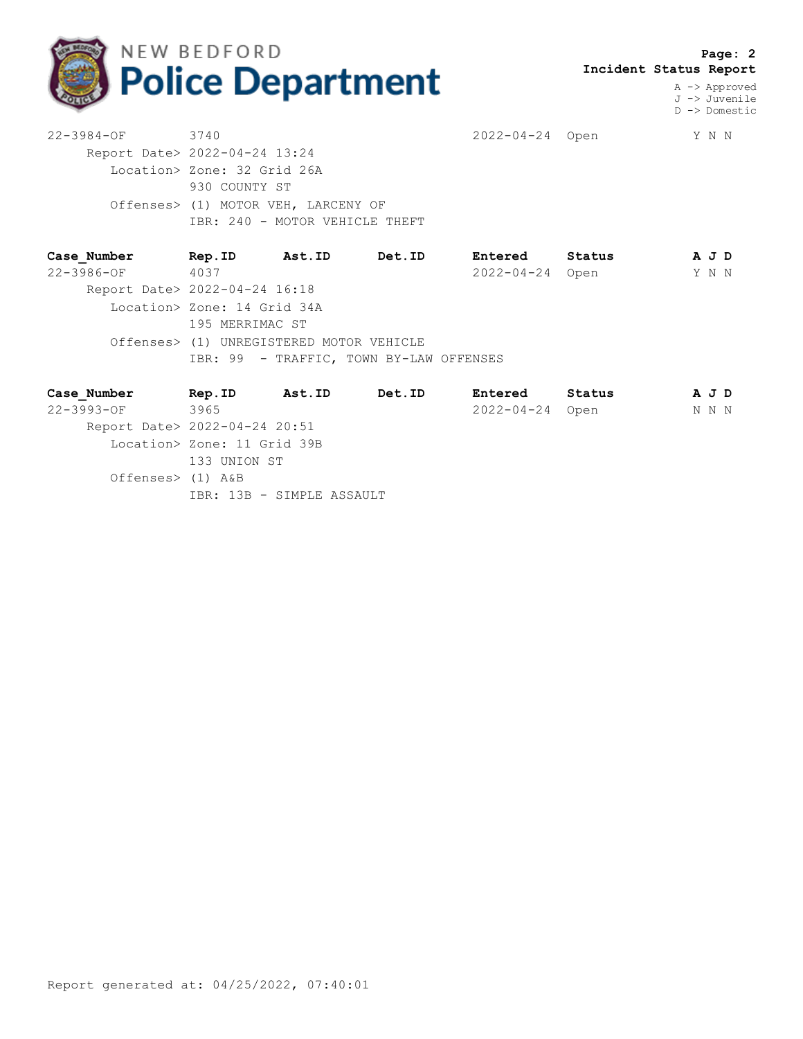# NEW BEDFORD Police Department

**Incident Status Report**

A -> Approved
J -> Juvenile
D -> Domestic

| Case_Number | Rep.ID | Ast.ID | Det.ID | Entered | Status | A J D |
|---|---|---|---|---|---|---|
| 22-3984-OF | 3740 | | | 2022-04-24 | Open | Y N N |

Report Date> 2022-04-24 13:24
Location> Zone: 32 Grid 26A
930 COUNTY ST
Offenses> (1) MOTOR VEH, LARCENY OF
IBR: 240 - MOTOR VEHICLE THEFT

| Case_Number | Rep.ID | Ast.ID | Det.ID | Entered | Status | A J D |
|---|---|---|---|---|---|---|
| 22-3986-OF | 4037 | | | 2022-04-24 | Open | Y N N |

Report Date> 2022-04-24 16:18
Location> Zone: 14 Grid 34A
195 MERRIMAC ST
Offenses> (1) UNREGISTERED MOTOR VEHICLE
IBR: 99 - TRAFFIC, TOWN BY-LAW OFFENSES

| Case_Number | Rep.ID | Ast.ID | Det.ID | Entered | Status | A J D |
|---|---|---|---|---|---|---|
| 22-3993-OF | 3965 | | | 2022-04-24 | Open | N N N |

Report Date> 2022-04-24 20:51
Location> Zone: 11 Grid 39B
133 UNION ST
Offenses> (1) A&B
IBR: 13B - SIMPLE ASSAULT

Report generated at: 04/25/2022, 07:40:01